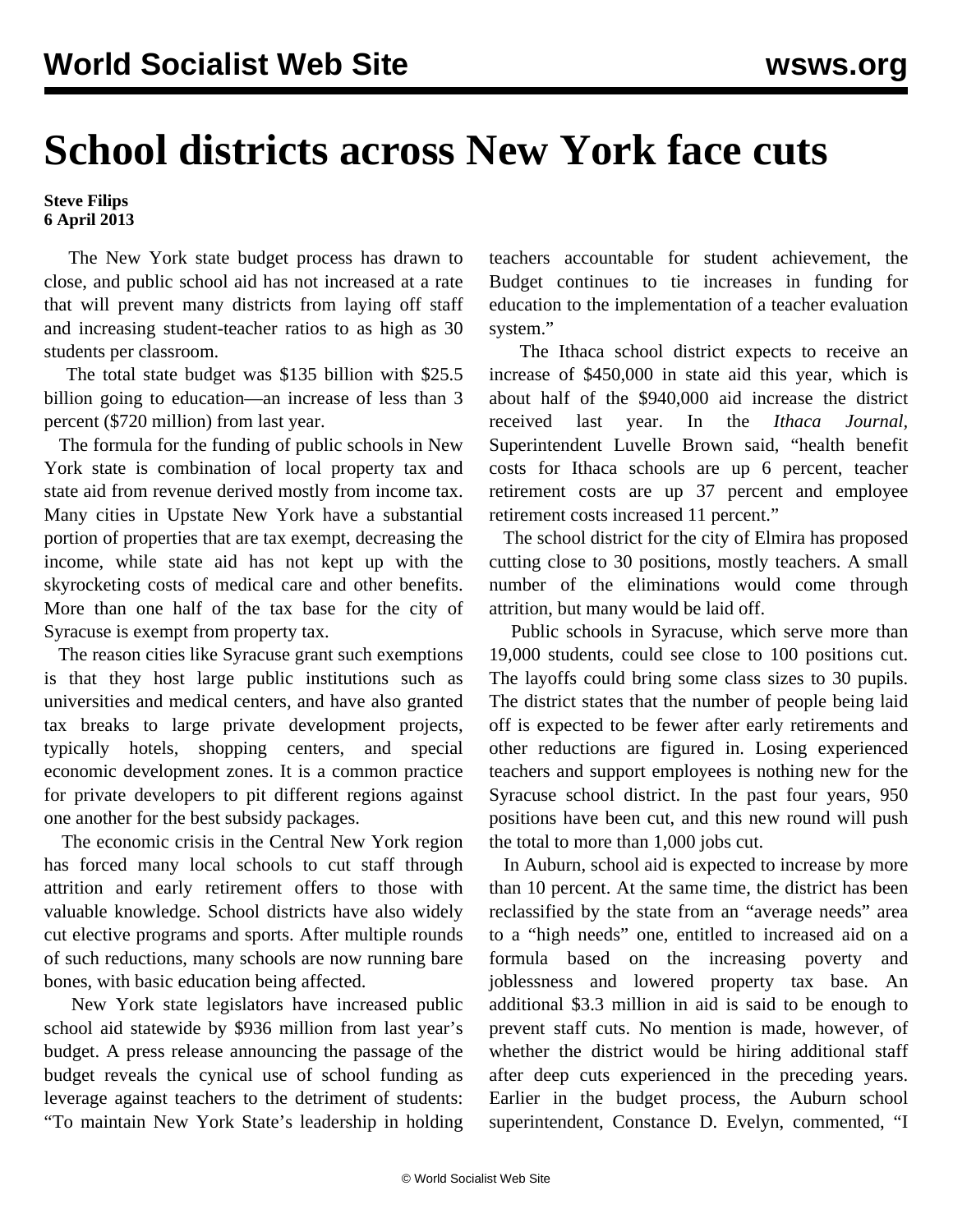# School districts across New York face cuts

**Steve Filips**
**6 April 2013**

The New York state budget process has drawn to close, and public school aid has not increased at a rate that will prevent many districts from laying off staff and increasing student-teacher ratios to as high as 30 students per classroom.

The total state budget was \$135 billion with \$25.5 billion going to education—an increase of less than 3 percent (\$720 million) from last year.

The formula for the funding of public schools in New York state is combination of local property tax and state aid from revenue derived mostly from income tax. Many cities in Upstate New York have a substantial portion of properties that are tax exempt, decreasing the income, while state aid has not kept up with the skyrocketing costs of medical care and other benefits. More than one half of the tax base for the city of Syracuse is exempt from property tax.

The reason cities like Syracuse grant such exemptions is that they host large public institutions such as universities and medical centers, and have also granted tax breaks to large private development projects, typically hotels, shopping centers, and special economic development zones. It is a common practice for private developers to pit different regions against one another for the best subsidy packages.

The economic crisis in the Central New York region has forced many local schools to cut staff through attrition and early retirement offers to those with valuable knowledge. School districts have also widely cut elective programs and sports. After multiple rounds of such reductions, many schools are now running bare bones, with basic education being affected.

New York state legislators have increased public school aid statewide by \$936 million from last year's budget. A press release announcing the passage of the budget reveals the cynical use of school funding as leverage against teachers to the detriment of students: "To maintain New York State's leadership in holding teachers accountable for student achievement, the Budget continues to tie increases in funding for education to the implementation of a teacher evaluation system."

The Ithaca school district expects to receive an increase of \$450,000 in state aid this year, which is about half of the \$940,000 aid increase the district received last year. In the *Ithaca Journal,* Superintendent Luvelle Brown said, "health benefit costs for Ithaca schools are up 6 percent, teacher retirement costs are up 37 percent and employee retirement costs increased 11 percent."

The school district for the city of Elmira has proposed cutting close to 30 positions, mostly teachers. A small number of the eliminations would come through attrition, but many would be laid off.

Public schools in Syracuse, which serve more than 19,000 students, could see close to 100 positions cut. The layoffs could bring some class sizes to 30 pupils. The district states that the number of people being laid off is expected to be fewer after early retirements and other reductions are figured in. Losing experienced teachers and support employees is nothing new for the Syracuse school district. In the past four years, 950 positions have been cut, and this new round will push the total to more than 1,000 jobs cut.

In Auburn, school aid is expected to increase by more than 10 percent. At the same time, the district has been reclassified by the state from an "average needs" area to a "high needs" one, entitled to increased aid on a formula based on the increasing poverty and joblessness and lowered property tax base. An additional \$3.3 million in aid is said to be enough to prevent staff cuts. No mention is made, however, of whether the district would be hiring additional staff after deep cuts experienced in the preceding years. Earlier in the budget process, the Auburn school superintendent, Constance D. Evelyn, commented, "I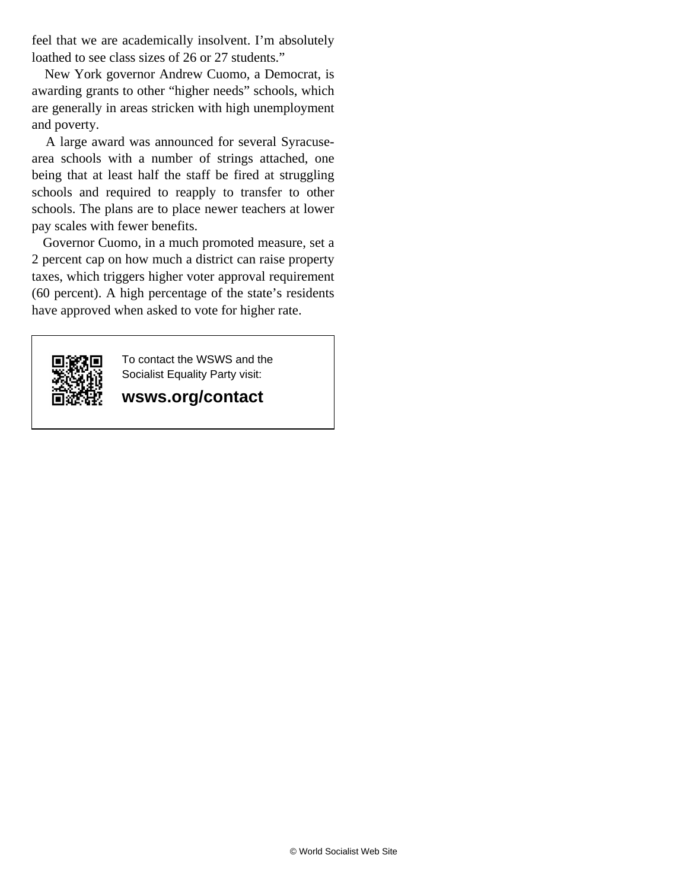feel that we are academically insolvent. I'm absolutely loathed to see class sizes of 26 or 27 students."

New York governor Andrew Cuomo, a Democrat, is awarding grants to other "higher needs" schools, which are generally in areas stricken with high unemployment and poverty.

A large award was announced for several Syracuse-area schools with a number of strings attached, one being that at least half the staff be fired at struggling schools and required to reapply to transfer to other schools. The plans are to place newer teachers at lower pay scales with fewer benefits.

Governor Cuomo, in a much promoted measure, set a 2 percent cap on how much a district can raise property taxes, which triggers higher voter approval requirement (60 percent). A high percentage of the state's residents have approved when asked to vote for higher rate.

To contact the WSWS and the Socialist Equality Party visit:

**wsws.org/contact**